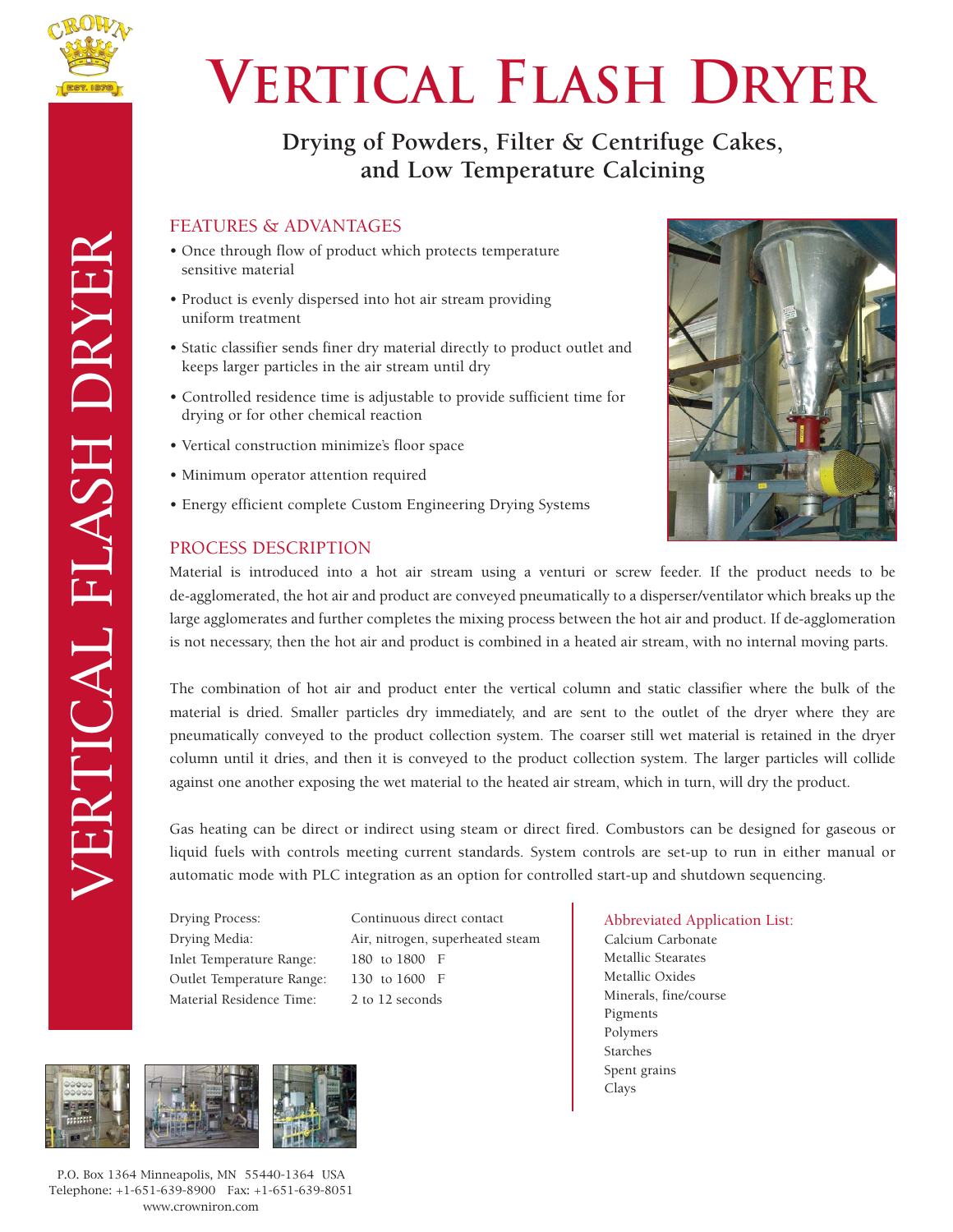# Vertical Flash Dryer

## Drying of Powders, Filter & Centrifuge Cakes, and Low Temperature Calcining

### FEATURES & ADVANTAGES

- Once through flow of product which protects temperature sensitive material
- Product is evenly dispersed into hot air stream providing uniform treatment
- Static classifier sends finer dry material directly to product outlet and keeps larger particles in the air stream until dry
- Controlled residence time is adjustable to provide sufficient time for drying or for other chemical reaction
- Vertical construction minimize's floor space
- Minimum operator attention required
- Energy efficient complete Custom Engineering Drying Systems

### PROCESS DESCRIPTION

Material is introduced into a hot air stream using a venturi or screw feeder. If the product needs to be de-agglomerated, the hot air and product are conveyed pneumatically to a disperser/ventilator which breaks up the large agglomerates and further completes the mixing process between the hot air and product. If de-agglomeration is not necessary, then the hot air and product is combined in a heated air stream, with no internal moving parts.

The combination of hot air and product enter the vertical column and static classifier where the bulk of the material is dried. Smaller particles dry immediately, and are sent to the outlet of the dryer where they are pneumatically conveyed to the product collection system. The coarser still wet material is retained in the dryer column until it dries, and then it is conveyed to the product collection system. The larger particles will collide against one another exposing the wet material to the heated air stream, which in turn, will dry the product.

Gas heating can be direct or indirect using steam or direct fired. Combustors can be designed for gaseous or liquid fuels with controls meeting current standards. System controls are set-up to run in either manual or automatic mode with PLC integration as an option for controlled start-up and shutdown sequencing.

| | |
|---|---|
| Drying Process: | Continuous direct contact |
| Drying Media: | Air, nitrogen, superheated steam |
| Inlet Temperature Range: | 180 to 1800 F |
| Outlet Temperature Range: | 130 to 1600 F |
| Material Residence Time: | 2 to 12 seconds |

**Abbreviated Application List:**

- Calcium Carbonate
- Metallic Stearates
- Metallic Oxides
- Minerals, fine/course
- Pigments
- Polymers
- Starches
- Spent grains
- Clays

P.O. Box 1364 Minneapolis, MN 55440-1364 USA
Telephone: +1-651-639-8900 Fax: +1-651-639-8051
www.crowniron.com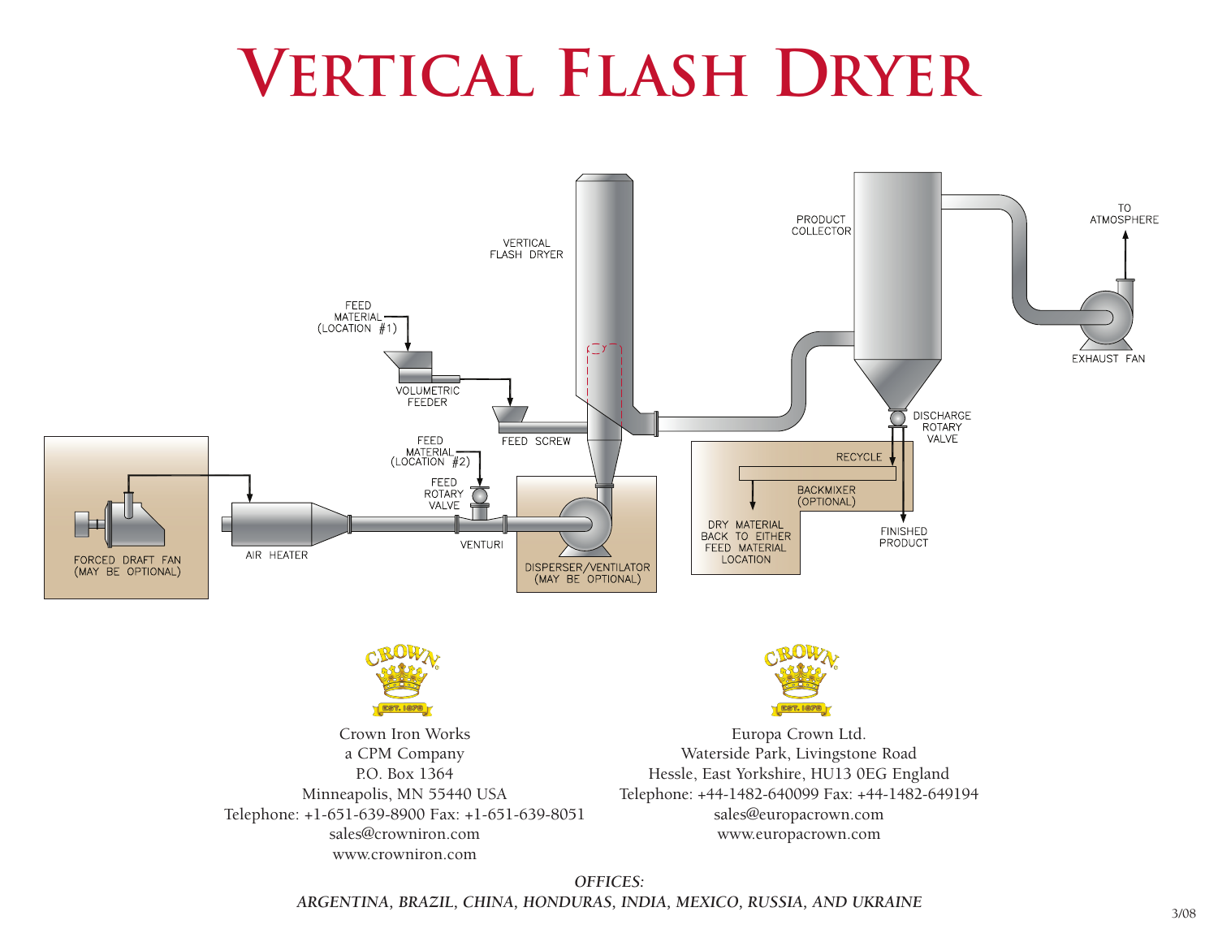# VERTICAL FLASH DRYER

VERTICAL FLASH DRYER

PRODUCT COLLECTOR

TO ATMOSPHERE

EXHAUST FAN

FEED MATERIAL (LOCATION #1)

VOLUMETRIC FEEDER

FEED SCREW

DISCHARGE ROTARY VALVE

RECYCLE

BACKMIXER (OPTIONAL)

DRY MATERIAL BACK TO EITHER FEED MATERIAL LOCATION

FINISHED PRODUCT

FEED MATERIAL (LOCATION #2)

FEED ROTARY VALVE

VENTURI

FORCED DRAFT FAN (MAY BE OPTIONAL)

AIR HEATER

DISPERSER/VENTILATOR (MAY BE OPTIONAL)

Crown Iron Works
a CPM Company
P.O. Box 1364
Minneapolis, MN 55440 USA
Telephone: +1-651-639-8900 Fax: +1-651-639-8051
sales@crowniron.com
www.crowniron.com

Europa Crown Ltd.
Waterside Park, Livingstone Road
Hessle, East Yorkshire, HU13 0EG England
Telephone: +44-1482-640099 Fax: +44-1482-649194
sales@europacrown.com
www.europacrown.com

*OFFICES:*
*ARGENTINA, BRAZIL, CHINA, HONDURAS, INDIA, MEXICO, RUSSIA, AND UKRAINE*

3/08